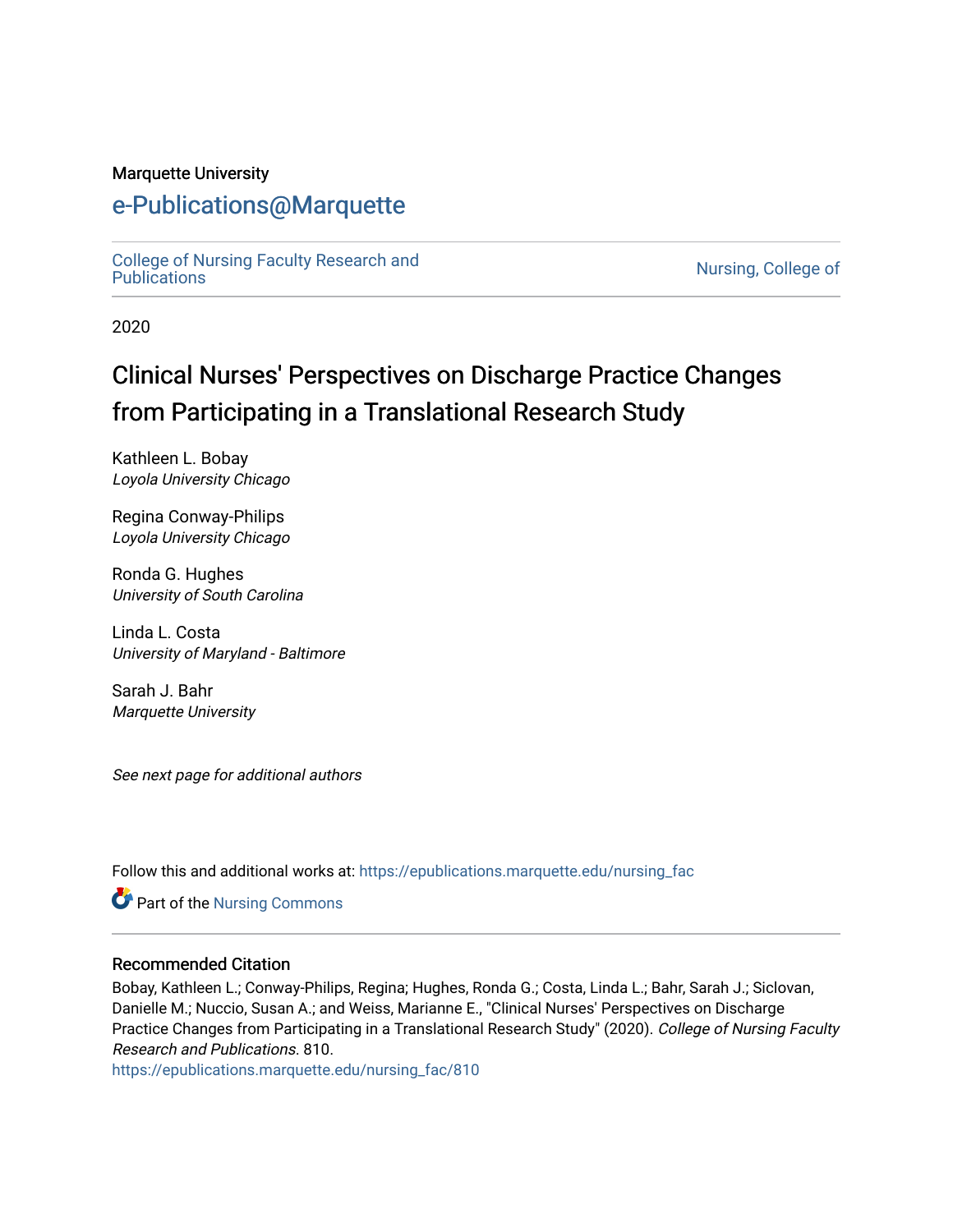Marquette University

# e-Publications@Marquette

College of Nursing Faculty Research and Publications | Nursing, College of

2020

# Clinical Nurses' Perspectives on Discharge Practice Changes from Participating in a Translational Research Study

Kathleen L. Bobay
*Loyola University Chicago*

Regina Conway-Philips
*Loyola University Chicago*

Ronda G. Hughes
*University of South Carolina*

Linda L. Costa
*University of Maryland - Baltimore*

Sarah J. Bahr
*Marquette University*

*See next page for additional authors*

Follow this and additional works at: https://epublications.marquette.edu/nursing_fac

Part of the Nursing Commons

## Recommended Citation

Bobay, Kathleen L.; Conway-Philips, Regina; Hughes, Ronda G.; Costa, Linda L.; Bahr, Sarah J.; Siclovan, Danielle M.; Nuccio, Susan A.; and Weiss, Marianne E., "Clinical Nurses' Perspectives on Discharge Practice Changes from Participating in a Translational Research Study" (2020). *College of Nursing Faculty Research and Publications*. 810.
https://epublications.marquette.edu/nursing_fac/810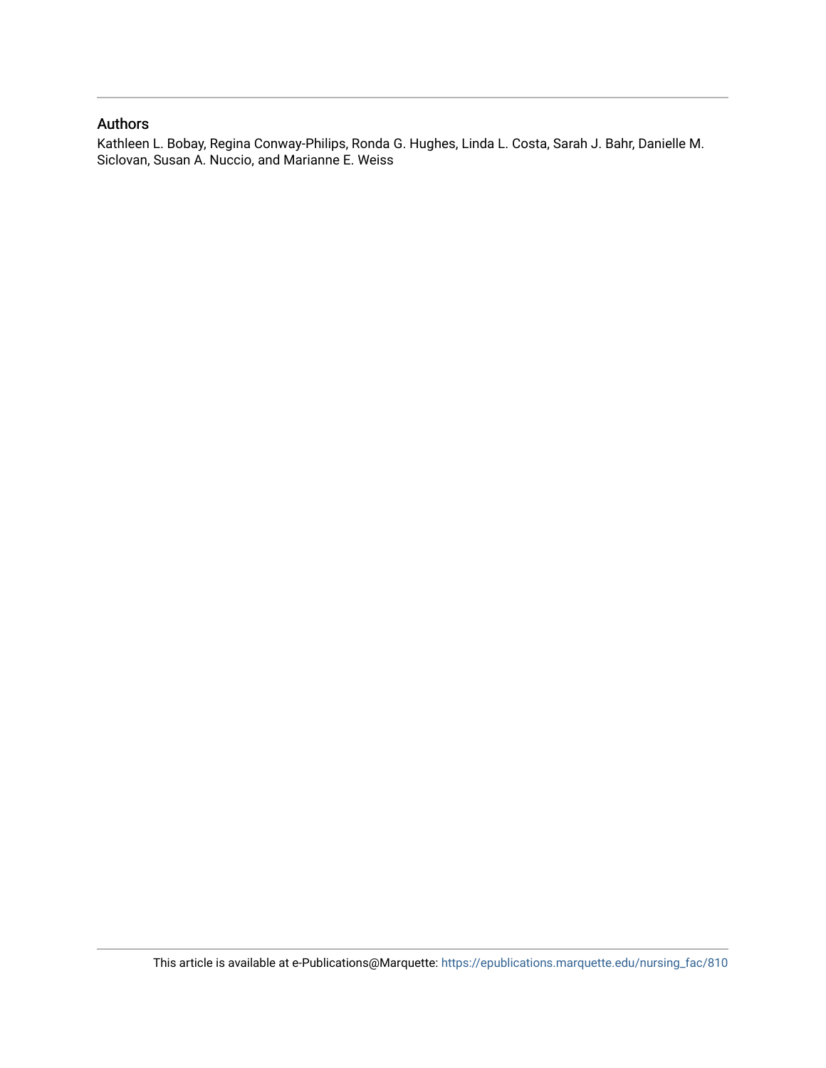## Authors

Kathleen L. Bobay, Regina Conway-Philips, Ronda G. Hughes, Linda L. Costa, Sarah J. Bahr, Danielle M. Siclovan, Susan A. Nuccio, and Marianne E. Weiss

This article is available at e-Publications@Marquette: https://epublications.marquette.edu/nursing_fac/810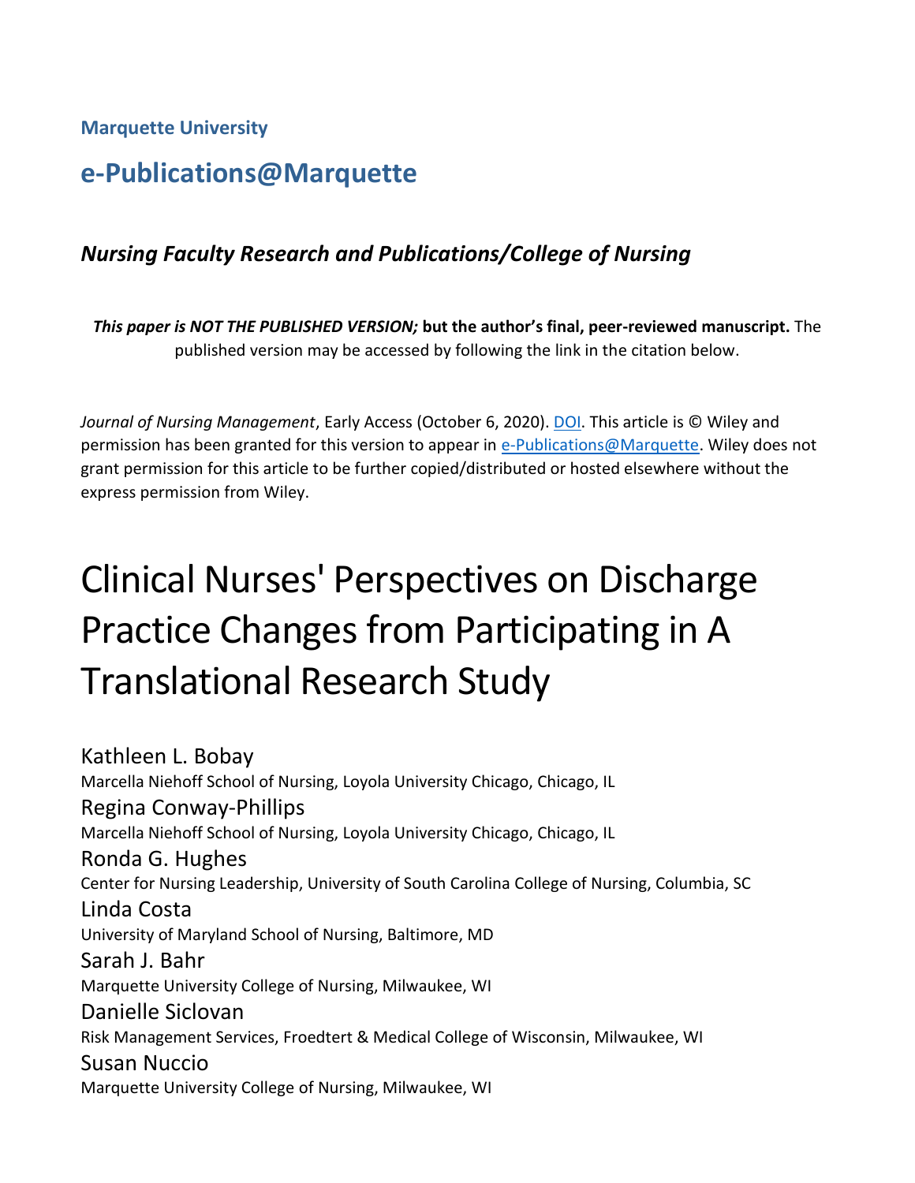**Marquette University**

## e-Publications@Marquette

### *Nursing Faculty Research and Publications/College of Nursing*

***This paper is NOT THE PUBLISHED VERSION;* but the author's final, peer-reviewed manuscript.** The published version may be accessed by following the link in the citation below.

*Journal of Nursing Management*, Early Access (October 6, 2020). DOI. This article is © Wiley and permission has been granted for this version to appear in e-Publications@Marquette. Wiley does not grant permission for this article to be further copied/distributed or hosted elsewhere without the express permission from Wiley.

# Clinical Nurses' Perspectives on Discharge Practice Changes from Participating in A Translational Research Study

Kathleen L. Bobay
Marcella Niehoff School of Nursing, Loyola University Chicago, Chicago, IL

Regina Conway-Phillips
Marcella Niehoff School of Nursing, Loyola University Chicago, Chicago, IL

Ronda G. Hughes
Center for Nursing Leadership, University of South Carolina College of Nursing, Columbia, SC

Linda Costa
University of Maryland School of Nursing, Baltimore, MD

Sarah J. Bahr
Marquette University College of Nursing, Milwaukee, WI

Danielle Siclovan
Risk Management Services, Froedtert & Medical College of Wisconsin, Milwaukee, WI

Susan Nuccio
Marquette University College of Nursing, Milwaukee, WI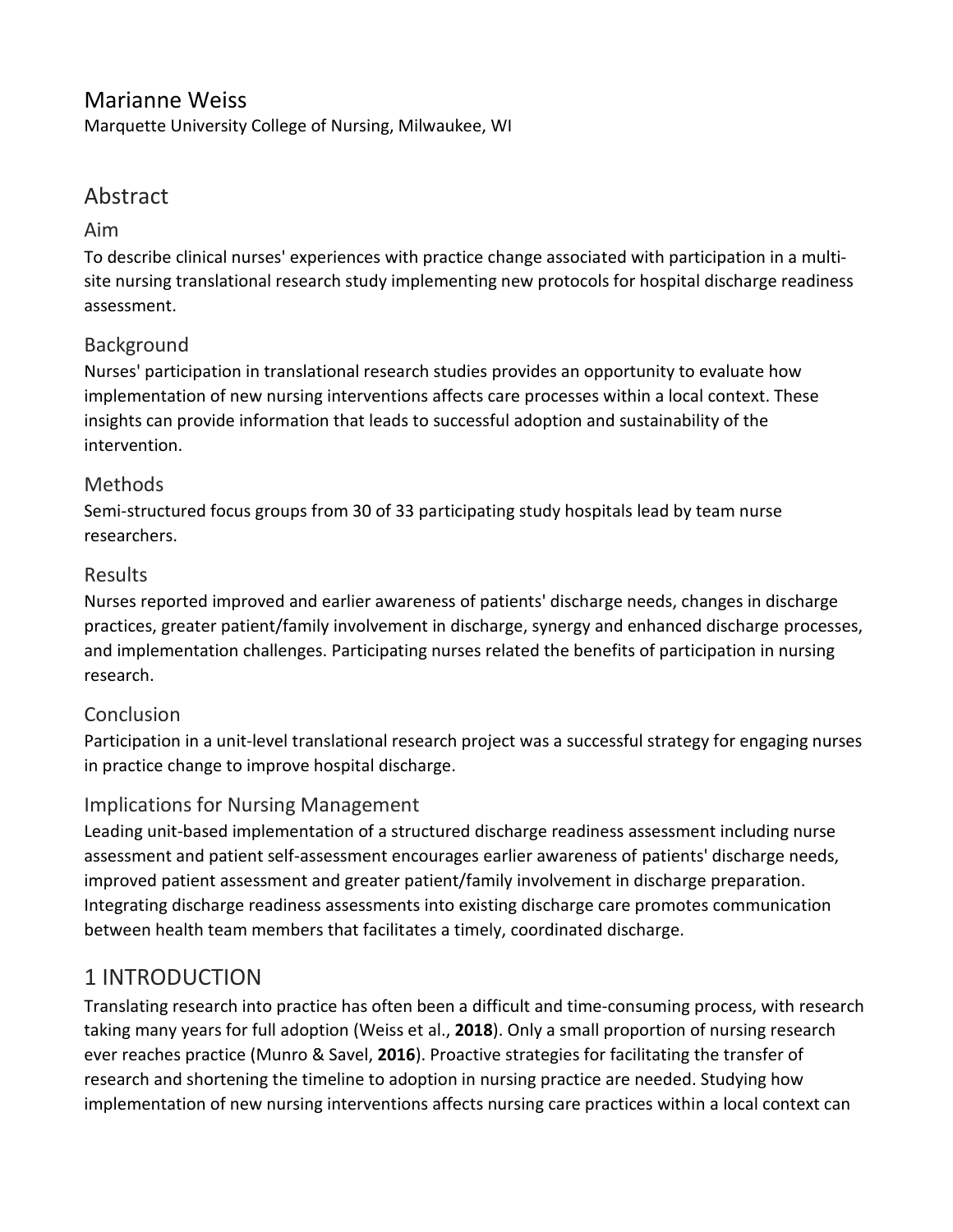Marianne Weiss

Marquette University College of Nursing, Milwaukee, WI

## Abstract

### Aim

To describe clinical nurses' experiences with practice change associated with participation in a multi-site nursing translational research study implementing new protocols for hospital discharge readiness assessment.

### Background

Nurses' participation in translational research studies provides an opportunity to evaluate how implementation of new nursing interventions affects care processes within a local context. These insights can provide information that leads to successful adoption and sustainability of the intervention.

### Methods

Semi-structured focus groups from 30 of 33 participating study hospitals lead by team nurse researchers.

### Results

Nurses reported improved and earlier awareness of patients' discharge needs, changes in discharge practices, greater patient/family involvement in discharge, synergy and enhanced discharge processes, and implementation challenges. Participating nurses related the benefits of participation in nursing research.

### Conclusion

Participation in a unit-level translational research project was a successful strategy for engaging nurses in practice change to improve hospital discharge.

### Implications for Nursing Management

Leading unit-based implementation of a structured discharge readiness assessment including nurse assessment and patient self-assessment encourages earlier awareness of patients' discharge needs, improved patient assessment and greater patient/family involvement in discharge preparation. Integrating discharge readiness assessments into existing discharge care promotes communication between health team members that facilitates a timely, coordinated discharge.

## 1 INTRODUCTION

Translating research into practice has often been a difficult and time-consuming process, with research taking many years for full adoption (Weiss et al., **2018**). Only a small proportion of nursing research ever reaches practice (Munro & Savel, **2016**). Proactive strategies for facilitating the transfer of research and shortening the timeline to adoption in nursing practice are needed. Studying how implementation of new nursing interventions affects nursing care practices within a local context can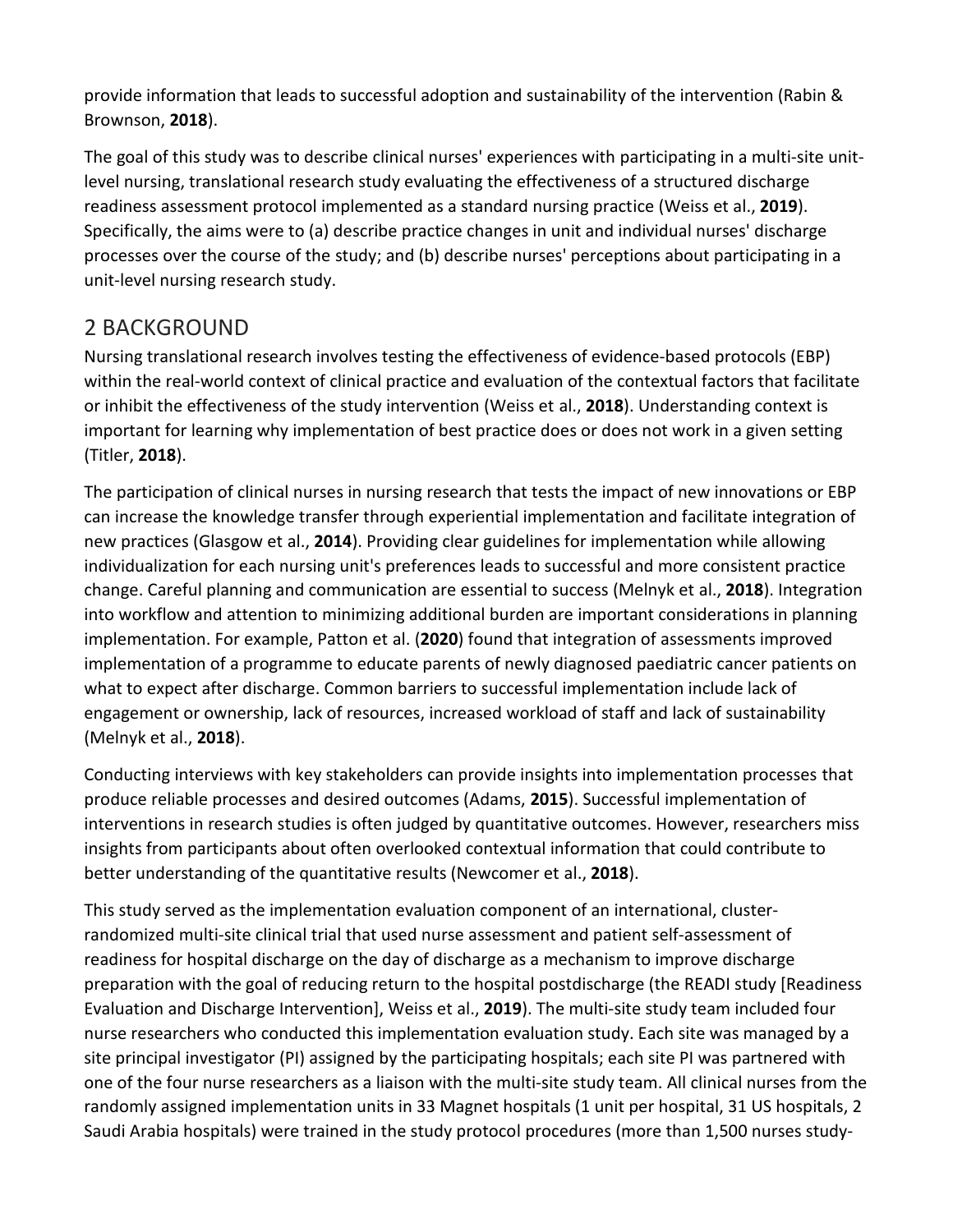provide information that leads to successful adoption and sustainability of the intervention (Rabin & Brownson, **2018**).

The goal of this study was to describe clinical nurses' experiences with participating in a multi-site unit-level nursing, translational research study evaluating the effectiveness of a structured discharge readiness assessment protocol implemented as a standard nursing practice (Weiss et al., **2019**). Specifically, the aims were to (a) describe practice changes in unit and individual nurses' discharge processes over the course of the study; and (b) describe nurses' perceptions about participating in a unit-level nursing research study.

## 2 BACKGROUND

Nursing translational research involves testing the effectiveness of evidence-based protocols (EBP) within the real-world context of clinical practice and evaluation of the contextual factors that facilitate or inhibit the effectiveness of the study intervention (Weiss et al., **2018**). Understanding context is important for learning why implementation of best practice does or does not work in a given setting (Titler, **2018**).

The participation of clinical nurses in nursing research that tests the impact of new innovations or EBP can increase the knowledge transfer through experiential implementation and facilitate integration of new practices (Glasgow et al., **2014**). Providing clear guidelines for implementation while allowing individualization for each nursing unit's preferences leads to successful and more consistent practice change. Careful planning and communication are essential to success (Melnyk et al., **2018**). Integration into workflow and attention to minimizing additional burden are important considerations in planning implementation. For example, Patton et al. (**2020**) found that integration of assessments improved implementation of a programme to educate parents of newly diagnosed paediatric cancer patients on what to expect after discharge. Common barriers to successful implementation include lack of engagement or ownership, lack of resources, increased workload of staff and lack of sustainability (Melnyk et al., **2018**).

Conducting interviews with key stakeholders can provide insights into implementation processes that produce reliable processes and desired outcomes (Adams, **2015**). Successful implementation of interventions in research studies is often judged by quantitative outcomes. However, researchers miss insights from participants about often overlooked contextual information that could contribute to better understanding of the quantitative results (Newcomer et al., **2018**).

This study served as the implementation evaluation component of an international, cluster-randomized multi-site clinical trial that used nurse assessment and patient self-assessment of readiness for hospital discharge on the day of discharge as a mechanism to improve discharge preparation with the goal of reducing return to the hospital postdischarge (the READI study [Readiness Evaluation and Discharge Intervention], Weiss et al., **2019**). The multi-site study team included four nurse researchers who conducted this implementation evaluation study. Each site was managed by a site principal investigator (PI) assigned by the participating hospitals; each site PI was partnered with one of the four nurse researchers as a liaison with the multi-site study team. All clinical nurses from the randomly assigned implementation units in 33 Magnet hospitals (1 unit per hospital, 31 US hospitals, 2 Saudi Arabia hospitals) were trained in the study protocol procedures (more than 1,500 nurses study-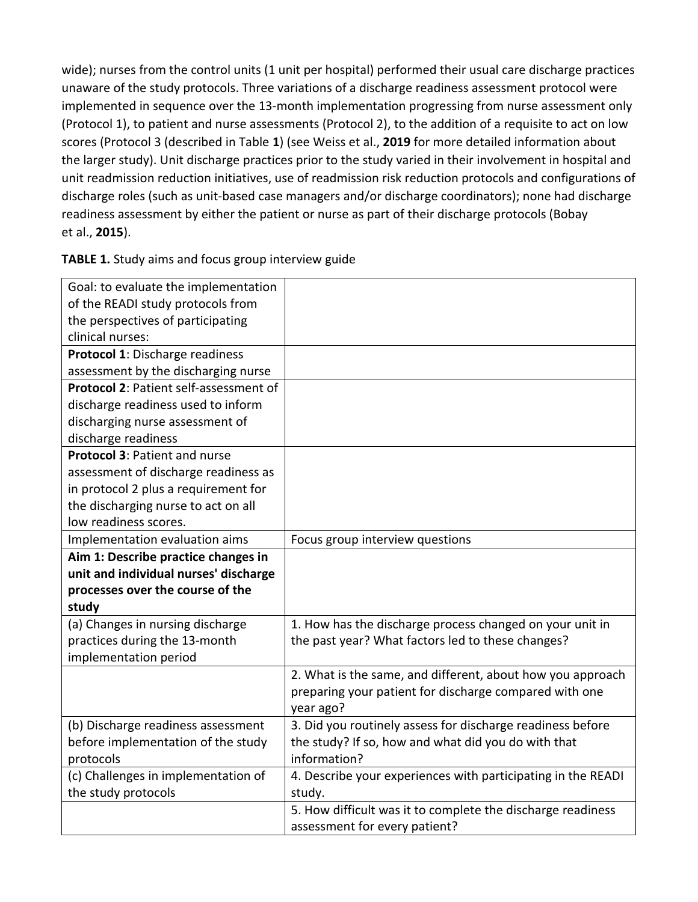wide); nurses from the control units (1 unit per hospital) performed their usual care discharge practices unaware of the study protocols. Three variations of a discharge readiness assessment protocol were implemented in sequence over the 13-month implementation progressing from nurse assessment only (Protocol 1), to patient and nurse assessments (Protocol 2), to the addition of a requisite to act on low scores (Protocol 3 (described in Table **1**) (see Weiss et al., **2019** for more detailed information about the larger study). Unit discharge practices prior to the study varied in their involvement in hospital and unit readmission reduction initiatives, use of readmission risk reduction protocols and configurations of discharge roles (such as unit-based case managers and/or discharge coordinators); none had discharge readiness assessment by either the patient or nurse as part of their discharge protocols (Bobay et al., **2015**).

**TABLE 1.** Study aims and focus group interview guide

| Goal: to evaluate the implementation of the READI study protocols from the perspectives of participating clinical nurses: | |
|---|---|
| **Protocol 1**: Discharge readiness assessment by the discharging nurse | |
| **Protocol 2**: Patient self-assessment of discharge readiness used to inform discharging nurse assessment of discharge readiness | |
| **Protocol 3**: Patient and nurse assessment of discharge readiness as in protocol 2 plus a requirement for the discharging nurse to act on all low readiness scores. | |
| Implementation evaluation aims | Focus group interview questions |
| **Aim 1: Describe practice changes in unit and individual nurses' discharge processes over the course of the study** | |
| (a) Changes in nursing discharge practices during the 13-month implementation period | 1. How has the discharge process changed on your unit in the past year? What factors led to these changes? |
| | 2. What is the same, and different, about how you approach preparing your patient for discharge compared with one year ago? |
| (b) Discharge readiness assessment before implementation of the study protocols | 3. Did you routinely assess for discharge readiness before the study? If so, how and what did you do with that information? |
| (c) Challenges in implementation of the study protocols | 4. Describe your experiences with participating in the READI study. |
| | 5. How difficult was it to complete the discharge readiness assessment for every patient? |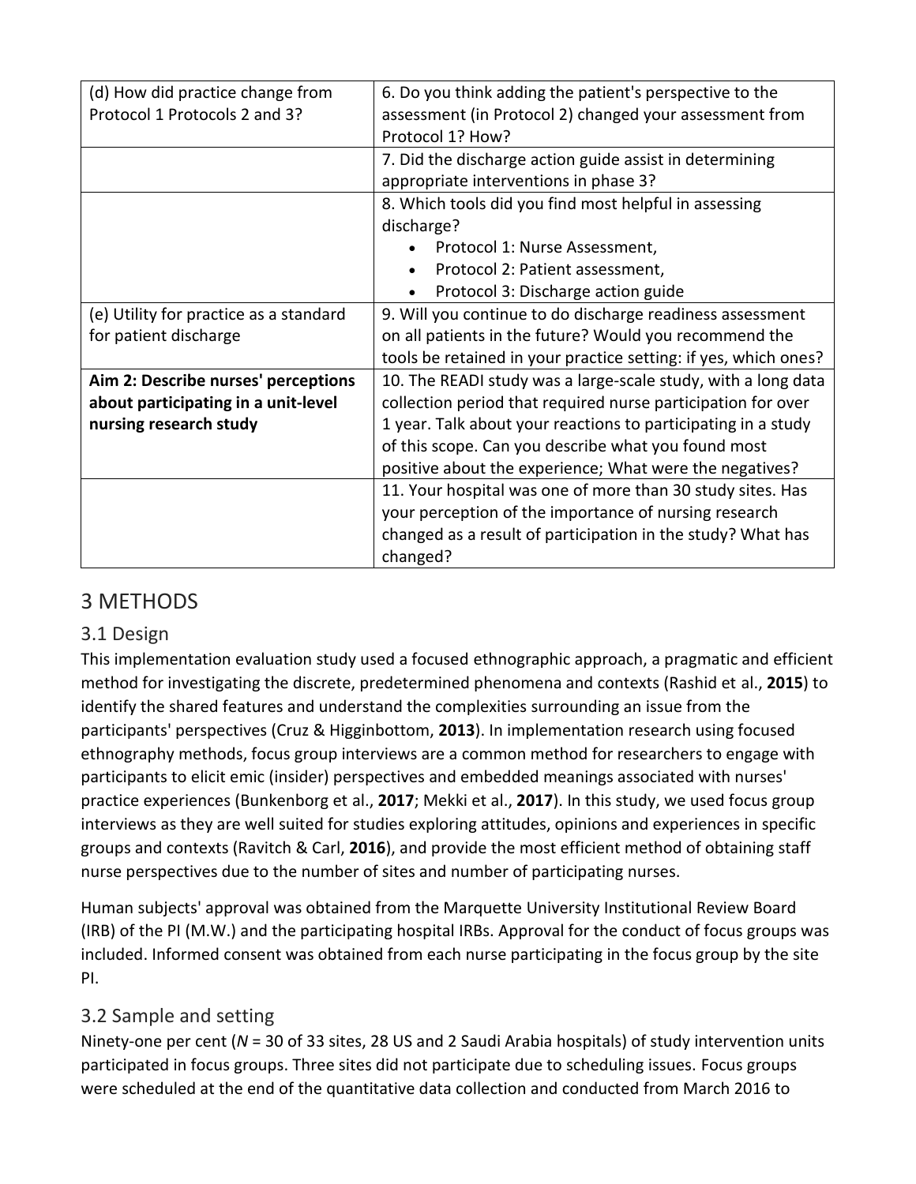| | |
|---|---|
| (d) How did practice change from Protocol 1 Protocols 2 and 3? | 6. Do you think adding the patient's perspective to the assessment (in Protocol 2) changed your assessment from Protocol 1? How? |
| | 7. Did the discharge action guide assist in determining appropriate interventions in phase 3? |
| | 8. Which tools did you find most helpful in assessing discharge?<br>• Protocol 1: Nurse Assessment,<br>• Protocol 2: Patient assessment,<br>• Protocol 3: Discharge action guide |
| (e) Utility for practice as a standard for patient discharge | 9. Will you continue to do discharge readiness assessment on all patients in the future? Would you recommend the tools be retained in your practice setting: if yes, which ones? |
| **Aim 2: Describe nurses' perceptions about participating in a unit-level nursing research study** | 10. The READI study was a large-scale study, with a long data collection period that required nurse participation for over 1 year. Talk about your reactions to participating in a study of this scope. Can you describe what you found most positive about the experience; What were the negatives? |
| | 11. Your hospital was one of more than 30 study sites. Has your perception of the importance of nursing research changed as a result of participation in the study? What has changed? |

# 3 METHODS

## 3.1 Design

This implementation evaluation study used a focused ethnographic approach, a pragmatic and efficient method for investigating the discrete, predetermined phenomena and contexts (Rashid et al., **2015**) to identify the shared features and understand the complexities surrounding an issue from the participants' perspectives (Cruz & Higginbottom, **2013**). In implementation research using focused ethnography methods, focus group interviews are a common method for researchers to engage with participants to elicit emic (insider) perspectives and embedded meanings associated with nurses' practice experiences (Bunkenborg et al., **2017**; Mekki et al., **2017**). In this study, we used focus group interviews as they are well suited for studies exploring attitudes, opinions and experiences in specific groups and contexts (Ravitch & Carl, **2016**), and provide the most efficient method of obtaining staff nurse perspectives due to the number of sites and number of participating nurses.

Human subjects' approval was obtained from the Marquette University Institutional Review Board (IRB) of the PI (M.W.) and the participating hospital IRBs. Approval for the conduct of focus groups was included. Informed consent was obtained from each nurse participating in the focus group by the site PI.

## 3.2 Sample and setting

Ninety-one per cent (*N* = 30 of 33 sites, 28 US and 2 Saudi Arabia hospitals) of study intervention units participated in focus groups. Three sites did not participate due to scheduling issues. Focus groups were scheduled at the end of the quantitative data collection and conducted from March 2016 to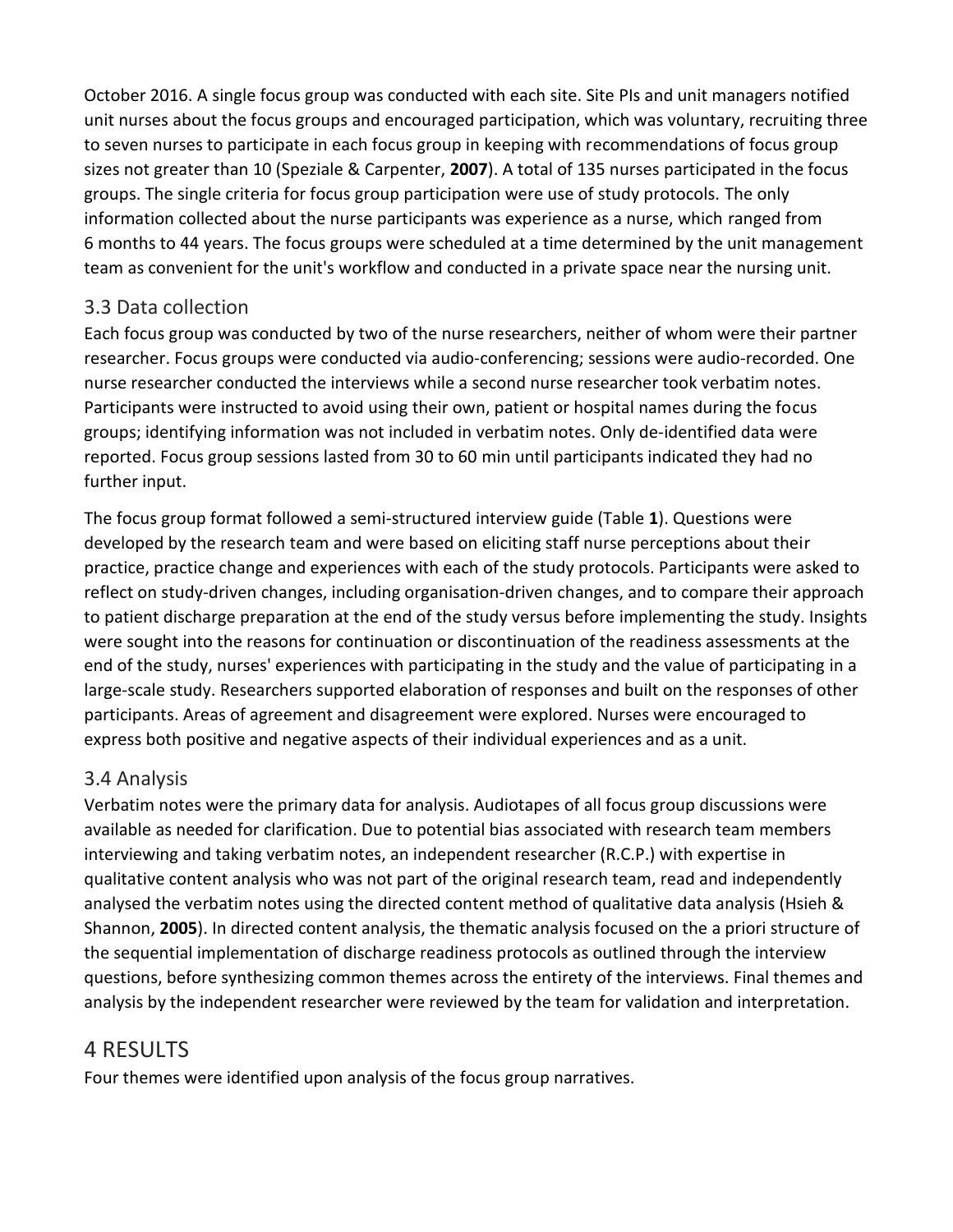October 2016. A single focus group was conducted with each site. Site PIs and unit managers notified unit nurses about the focus groups and encouraged participation, which was voluntary, recruiting three to seven nurses to participate in each focus group in keeping with recommendations of focus group sizes not greater than 10 (Speziale & Carpenter, **2007**). A total of 135 nurses participated in the focus groups. The single criteria for focus group participation were use of study protocols. The only information collected about the nurse participants was experience as a nurse, which ranged from 6 months to 44 years. The focus groups were scheduled at a time determined by the unit management team as convenient for the unit's workflow and conducted in a private space near the nursing unit.

### 3.3 Data collection

Each focus group was conducted by two of the nurse researchers, neither of whom were their partner researcher. Focus groups were conducted via audio-conferencing; sessions were audio-recorded. One nurse researcher conducted the interviews while a second nurse researcher took verbatim notes. Participants were instructed to avoid using their own, patient or hospital names during the focus groups; identifying information was not included in verbatim notes. Only de-identified data were reported. Focus group sessions lasted from 30 to 60 min until participants indicated they had no further input.

The focus group format followed a semi-structured interview guide (Table **1**). Questions were developed by the research team and were based on eliciting staff nurse perceptions about their practice, practice change and experiences with each of the study protocols. Participants were asked to reflect on study-driven changes, including organisation-driven changes, and to compare their approach to patient discharge preparation at the end of the study versus before implementing the study. Insights were sought into the reasons for continuation or discontinuation of the readiness assessments at the end of the study, nurses' experiences with participating in the study and the value of participating in a large-scale study. Researchers supported elaboration of responses and built on the responses of other participants. Areas of agreement and disagreement were explored. Nurses were encouraged to express both positive and negative aspects of their individual experiences and as a unit.

### 3.4 Analysis

Verbatim notes were the primary data for analysis. Audiotapes of all focus group discussions were available as needed for clarification. Due to potential bias associated with research team members interviewing and taking verbatim notes, an independent researcher (R.C.P.) with expertise in qualitative content analysis who was not part of the original research team, read and independently analysed the verbatim notes using the directed content method of qualitative data analysis (Hsieh & Shannon, **2005**). In directed content analysis, the thematic analysis focused on the a priori structure of the sequential implementation of discharge readiness protocols as outlined through the interview questions, before synthesizing common themes across the entirety of the interviews. Final themes and analysis by the independent researcher were reviewed by the team for validation and interpretation.

## 4 RESULTS

Four themes were identified upon analysis of the focus group narratives.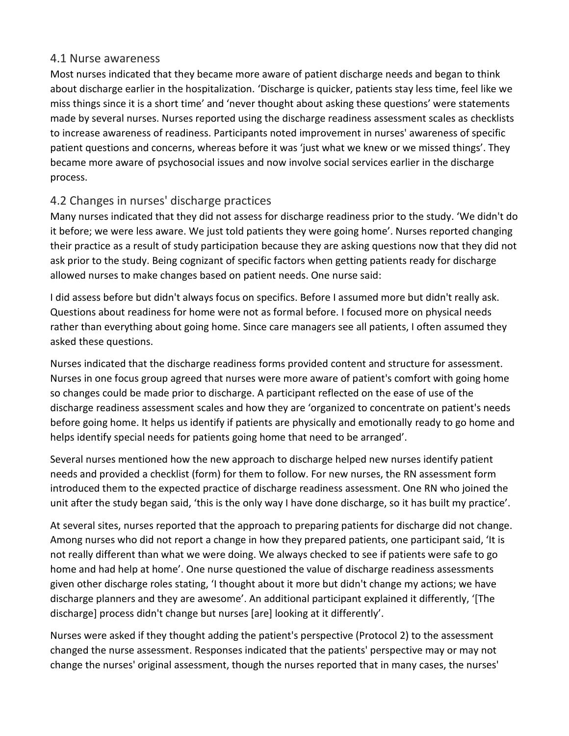## 4.1 Nurse awareness

Most nurses indicated that they became more aware of patient discharge needs and began to think about discharge earlier in the hospitalization. 'Discharge is quicker, patients stay less time, feel like we miss things since it is a short time' and 'never thought about asking these questions' were statements made by several nurses. Nurses reported using the discharge readiness assessment scales as checklists to increase awareness of readiness. Participants noted improvement in nurses' awareness of specific patient questions and concerns, whereas before it was 'just what we knew or we missed things'. They became more aware of psychosocial issues and now involve social services earlier in the discharge process.

## 4.2 Changes in nurses' discharge practices

Many nurses indicated that they did not assess for discharge readiness prior to the study. 'We didn't do it before; we were less aware. We just told patients they were going home'. Nurses reported changing their practice as a result of study participation because they are asking questions now that they did not ask prior to the study. Being cognizant of specific factors when getting patients ready for discharge allowed nurses to make changes based on patient needs. One nurse said:

I did assess before but didn't always focus on specifics. Before I assumed more but didn't really ask. Questions about readiness for home were not as formal before. I focused more on physical needs rather than everything about going home. Since care managers see all patients, I often assumed they asked these questions.

Nurses indicated that the discharge readiness forms provided content and structure for assessment. Nurses in one focus group agreed that nurses were more aware of patient's comfort with going home so changes could be made prior to discharge. A participant reflected on the ease of use of the discharge readiness assessment scales and how they are 'organized to concentrate on patient's needs before going home. It helps us identify if patients are physically and emotionally ready to go home and helps identify special needs for patients going home that need to be arranged'.

Several nurses mentioned how the new approach to discharge helped new nurses identify patient needs and provided a checklist (form) for them to follow. For new nurses, the RN assessment form introduced them to the expected practice of discharge readiness assessment. One RN who joined the unit after the study began said, 'this is the only way I have done discharge, so it has built my practice'.

At several sites, nurses reported that the approach to preparing patients for discharge did not change. Among nurses who did not report a change in how they prepared patients, one participant said, 'It is not really different than what we were doing. We always checked to see if patients were safe to go home and had help at home'. One nurse questioned the value of discharge readiness assessments given other discharge roles stating, 'I thought about it more but didn't change my actions; we have discharge planners and they are awesome'. An additional participant explained it differently, '[The discharge] process didn't change but nurses [are] looking at it differently'.

Nurses were asked if they thought adding the patient's perspective (Protocol 2) to the assessment changed the nurse assessment. Responses indicated that the patients' perspective may or may not change the nurses' original assessment, though the nurses reported that in many cases, the nurses'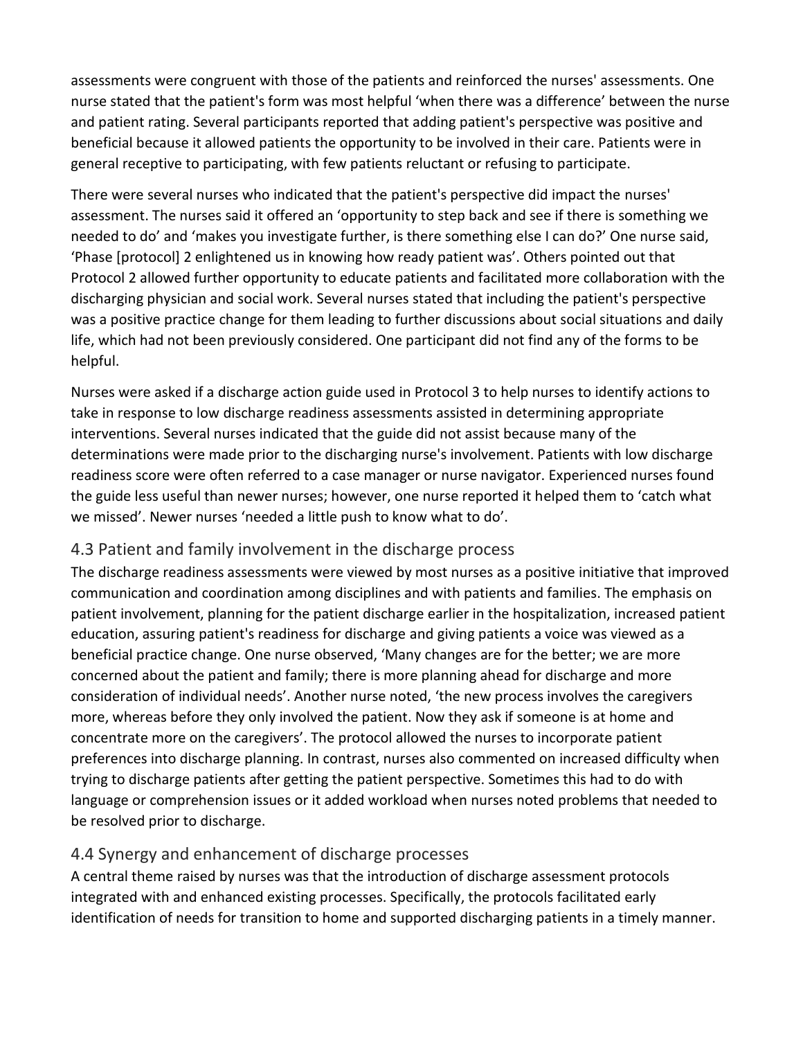assessments were congruent with those of the patients and reinforced the nurses' assessments. One nurse stated that the patient's form was most helpful 'when there was a difference' between the nurse and patient rating. Several participants reported that adding patient's perspective was positive and beneficial because it allowed patients the opportunity to be involved in their care. Patients were in general receptive to participating, with few patients reluctant or refusing to participate.

There were several nurses who indicated that the patient's perspective did impact the nurses' assessment. The nurses said it offered an 'opportunity to step back and see if there is something we needed to do' and 'makes you investigate further, is there something else I can do?' One nurse said, 'Phase [protocol] 2 enlightened us in knowing how ready patient was'. Others pointed out that Protocol 2 allowed further opportunity to educate patients and facilitated more collaboration with the discharging physician and social work. Several nurses stated that including the patient's perspective was a positive practice change for them leading to further discussions about social situations and daily life, which had not been previously considered. One participant did not find any of the forms to be helpful.

Nurses were asked if a discharge action guide used in Protocol 3 to help nurses to identify actions to take in response to low discharge readiness assessments assisted in determining appropriate interventions. Several nurses indicated that the guide did not assist because many of the determinations were made prior to the discharging nurse's involvement. Patients with low discharge readiness score were often referred to a case manager or nurse navigator. Experienced nurses found the guide less useful than newer nurses; however, one nurse reported it helped them to 'catch what we missed'. Newer nurses 'needed a little push to know what to do'.

## 4.3 Patient and family involvement in the discharge process

The discharge readiness assessments were viewed by most nurses as a positive initiative that improved communication and coordination among disciplines and with patients and families. The emphasis on patient involvement, planning for the patient discharge earlier in the hospitalization, increased patient education, assuring patient's readiness for discharge and giving patients a voice was viewed as a beneficial practice change. One nurse observed, 'Many changes are for the better; we are more concerned about the patient and family; there is more planning ahead for discharge and more consideration of individual needs'. Another nurse noted, 'the new process involves the caregivers more, whereas before they only involved the patient. Now they ask if someone is at home and concentrate more on the caregivers'. The protocol allowed the nurses to incorporate patient preferences into discharge planning. In contrast, nurses also commented on increased difficulty when trying to discharge patients after getting the patient perspective. Sometimes this had to do with language or comprehension issues or it added workload when nurses noted problems that needed to be resolved prior to discharge.

## 4.4 Synergy and enhancement of discharge processes

A central theme raised by nurses was that the introduction of discharge assessment protocols integrated with and enhanced existing processes. Specifically, the protocols facilitated early identification of needs for transition to home and supported discharging patients in a timely manner.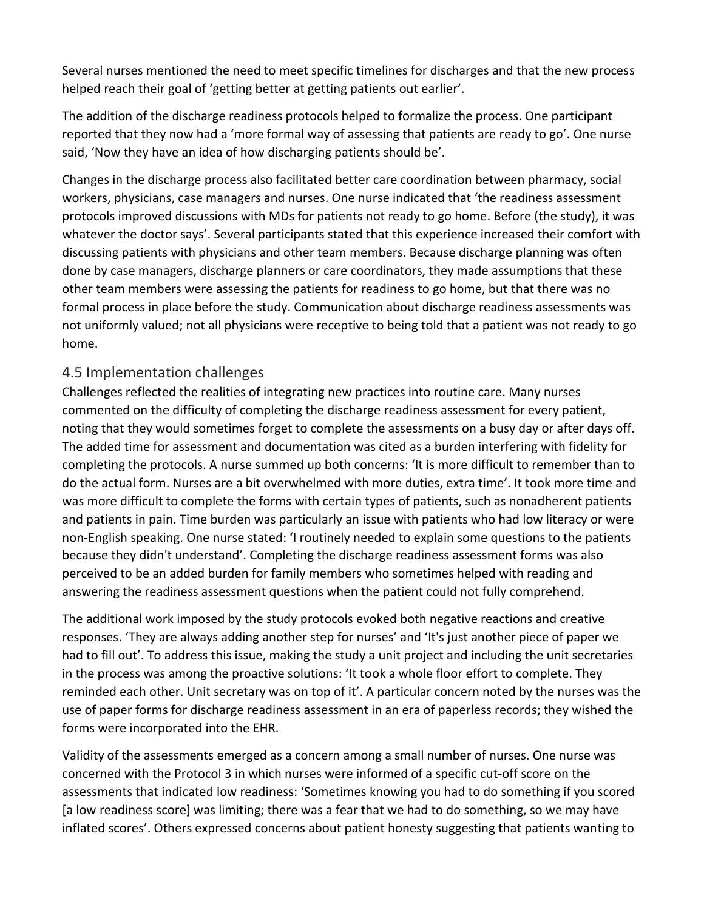Several nurses mentioned the need to meet specific timelines for discharges and that the new process helped reach their goal of 'getting better at getting patients out earlier'.

The addition of the discharge readiness protocols helped to formalize the process. One participant reported that they now had a 'more formal way of assessing that patients are ready to go'. One nurse said, 'Now they have an idea of how discharging patients should be'.

Changes in the discharge process also facilitated better care coordination between pharmacy, social workers, physicians, case managers and nurses. One nurse indicated that 'the readiness assessment protocols improved discussions with MDs for patients not ready to go home. Before (the study), it was whatever the doctor says'. Several participants stated that this experience increased their comfort with discussing patients with physicians and other team members. Because discharge planning was often done by case managers, discharge planners or care coordinators, they made assumptions that these other team members were assessing the patients for readiness to go home, but that there was no formal process in place before the study. Communication about discharge readiness assessments was not uniformly valued; not all physicians were receptive to being told that a patient was not ready to go home.

## 4.5 Implementation challenges

Challenges reflected the realities of integrating new practices into routine care. Many nurses commented on the difficulty of completing the discharge readiness assessment for every patient, noting that they would sometimes forget to complete the assessments on a busy day or after days off. The added time for assessment and documentation was cited as a burden interfering with fidelity for completing the protocols. A nurse summed up both concerns: 'It is more difficult to remember than to do the actual form. Nurses are a bit overwhelmed with more duties, extra time'. It took more time and was more difficult to complete the forms with certain types of patients, such as nonadherent patients and patients in pain. Time burden was particularly an issue with patients who had low literacy or were non-English speaking. One nurse stated: 'I routinely needed to explain some questions to the patients because they didn't understand'. Completing the discharge readiness assessment forms was also perceived to be an added burden for family members who sometimes helped with reading and answering the readiness assessment questions when the patient could not fully comprehend.

The additional work imposed by the study protocols evoked both negative reactions and creative responses. 'They are always adding another step for nurses' and 'It's just another piece of paper we had to fill out'. To address this issue, making the study a unit project and including the unit secretaries in the process was among the proactive solutions: 'It took a whole floor effort to complete. They reminded each other. Unit secretary was on top of it'. A particular concern noted by the nurses was the use of paper forms for discharge readiness assessment in an era of paperless records; they wished the forms were incorporated into the EHR.

Validity of the assessments emerged as a concern among a small number of nurses. One nurse was concerned with the Protocol 3 in which nurses were informed of a specific cut-off score on the assessments that indicated low readiness: 'Sometimes knowing you had to do something if you scored [a low readiness score] was limiting; there was a fear that we had to do something, so we may have inflated scores'. Others expressed concerns about patient honesty suggesting that patients wanting to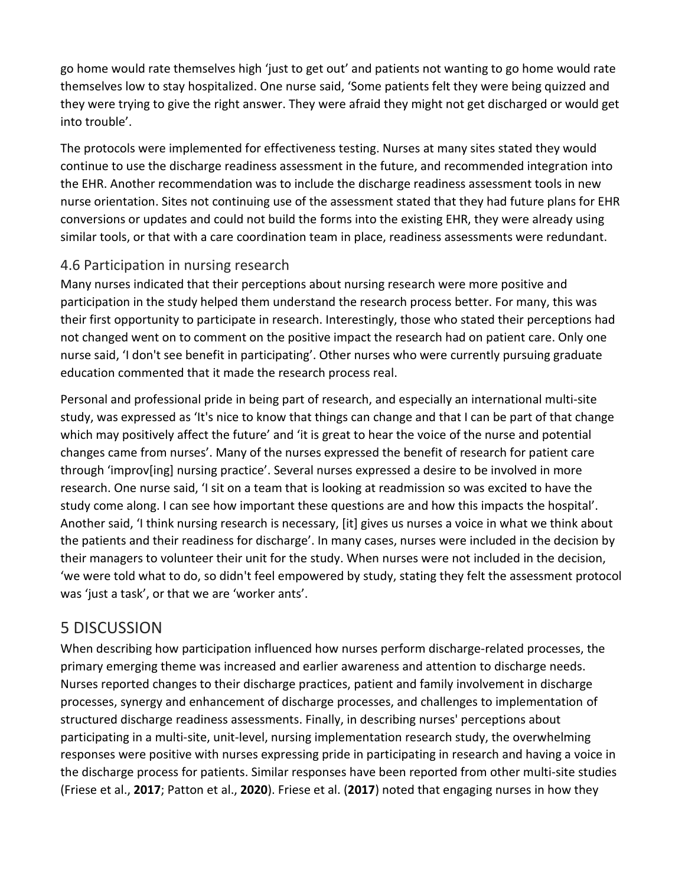go home would rate themselves high 'just to get out' and patients not wanting to go home would rate themselves low to stay hospitalized. One nurse said, 'Some patients felt they were being quizzed and they were trying to give the right answer. They were afraid they might not get discharged or would get into trouble'.

The protocols were implemented for effectiveness testing. Nurses at many sites stated they would continue to use the discharge readiness assessment in the future, and recommended integration into the EHR. Another recommendation was to include the discharge readiness assessment tools in new nurse orientation. Sites not continuing use of the assessment stated that they had future plans for EHR conversions or updates and could not build the forms into the existing EHR, they were already using similar tools, or that with a care coordination team in place, readiness assessments were redundant.

### 4.6 Participation in nursing research

Many nurses indicated that their perceptions about nursing research were more positive and participation in the study helped them understand the research process better. For many, this was their first opportunity to participate in research. Interestingly, those who stated their perceptions had not changed went on to comment on the positive impact the research had on patient care. Only one nurse said, 'I don't see benefit in participating'. Other nurses who were currently pursuing graduate education commented that it made the research process real.

Personal and professional pride in being part of research, and especially an international multi-site study, was expressed as 'It's nice to know that things can change and that I can be part of that change which may positively affect the future' and 'it is great to hear the voice of the nurse and potential changes came from nurses'. Many of the nurses expressed the benefit of research for patient care through 'improv[ing] nursing practice'. Several nurses expressed a desire to be involved in more research. One nurse said, 'I sit on a team that is looking at readmission so was excited to have the study come along. I can see how important these questions are and how this impacts the hospital'. Another said, 'I think nursing research is necessary, [it] gives us nurses a voice in what we think about the patients and their readiness for discharge'. In many cases, nurses were included in the decision by their managers to volunteer their unit for the study. When nurses were not included in the decision, 'we were told what to do, so didn't feel empowered by study, stating they felt the assessment protocol was 'just a task', or that we are 'worker ants'.

## 5 DISCUSSION

When describing how participation influenced how nurses perform discharge-related processes, the primary emerging theme was increased and earlier awareness and attention to discharge needs. Nurses reported changes to their discharge practices, patient and family involvement in discharge processes, synergy and enhancement of discharge processes, and challenges to implementation of structured discharge readiness assessments. Finally, in describing nurses' perceptions about participating in a multi-site, unit-level, nursing implementation research study, the overwhelming responses were positive with nurses expressing pride in participating in research and having a voice in the discharge process for patients. Similar responses have been reported from other multi-site studies (Friese et al., **2017**; Patton et al., **2020**). Friese et al. (**2017**) noted that engaging nurses in how they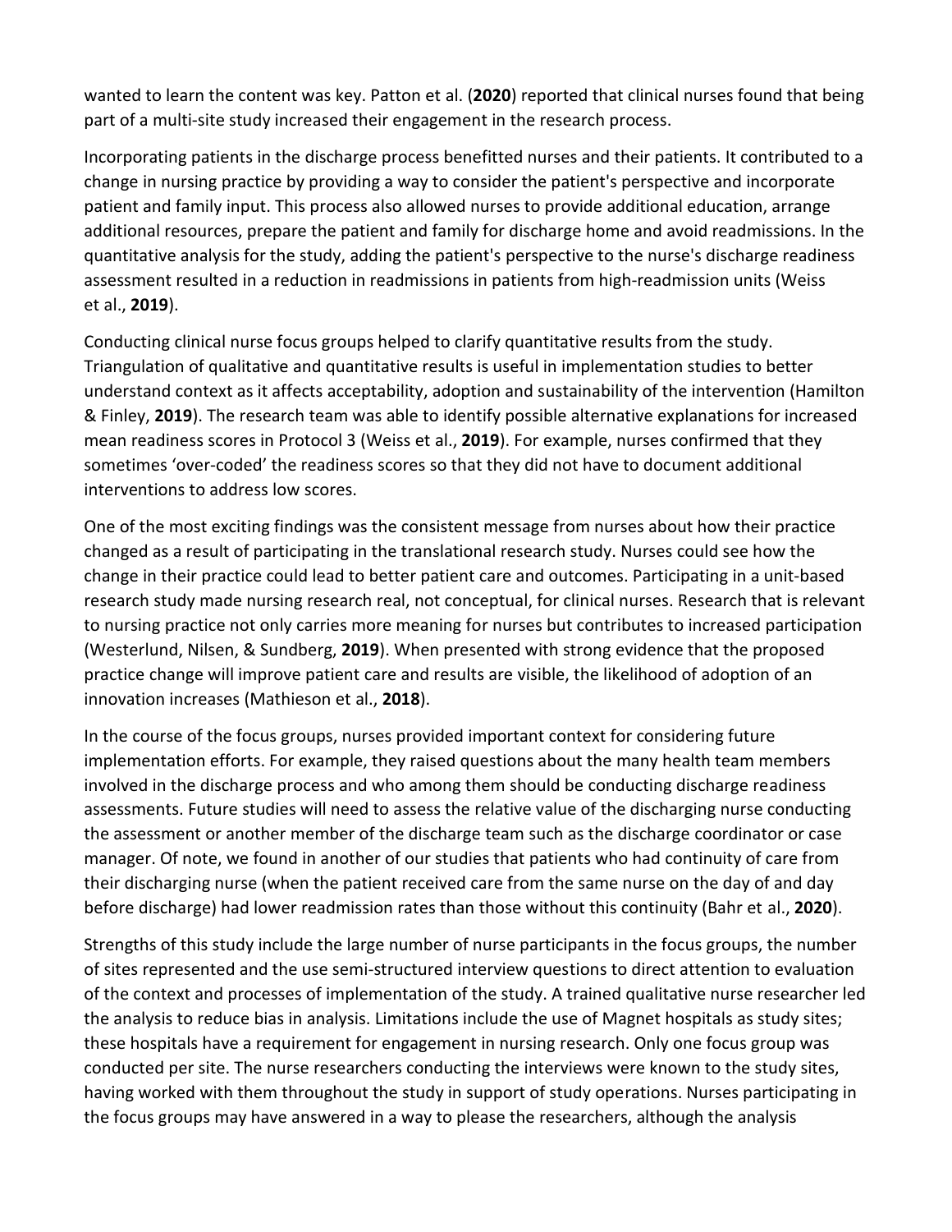wanted to learn the content was key. Patton et al. (**2020**) reported that clinical nurses found that being part of a multi-site study increased their engagement in the research process.

Incorporating patients in the discharge process benefitted nurses and their patients. It contributed to a change in nursing practice by providing a way to consider the patient's perspective and incorporate patient and family input. This process also allowed nurses to provide additional education, arrange additional resources, prepare the patient and family for discharge home and avoid readmissions. In the quantitative analysis for the study, adding the patient's perspective to the nurse's discharge readiness assessment resulted in a reduction in readmissions in patients from high-readmission units (Weiss et al., **2019**).

Conducting clinical nurse focus groups helped to clarify quantitative results from the study. Triangulation of qualitative and quantitative results is useful in implementation studies to better understand context as it affects acceptability, adoption and sustainability of the intervention (Hamilton & Finley, **2019**). The research team was able to identify possible alternative explanations for increased mean readiness scores in Protocol 3 (Weiss et al., **2019**). For example, nurses confirmed that they sometimes 'over-coded' the readiness scores so that they did not have to document additional interventions to address low scores.

One of the most exciting findings was the consistent message from nurses about how their practice changed as a result of participating in the translational research study. Nurses could see how the change in their practice could lead to better patient care and outcomes. Participating in a unit-based research study made nursing research real, not conceptual, for clinical nurses. Research that is relevant to nursing practice not only carries more meaning for nurses but contributes to increased participation (Westerlund, Nilsen, & Sundberg, **2019**). When presented with strong evidence that the proposed practice change will improve patient care and results are visible, the likelihood of adoption of an innovation increases (Mathieson et al., **2018**).

In the course of the focus groups, nurses provided important context for considering future implementation efforts. For example, they raised questions about the many health team members involved in the discharge process and who among them should be conducting discharge readiness assessments. Future studies will need to assess the relative value of the discharging nurse conducting the assessment or another member of the discharge team such as the discharge coordinator or case manager. Of note, we found in another of our studies that patients who had continuity of care from their discharging nurse (when the patient received care from the same nurse on the day of and day before discharge) had lower readmission rates than those without this continuity (Bahr et al., **2020**).

Strengths of this study include the large number of nurse participants in the focus groups, the number of sites represented and the use semi-structured interview questions to direct attention to evaluation of the context and processes of implementation of the study. A trained qualitative nurse researcher led the analysis to reduce bias in analysis. Limitations include the use of Magnet hospitals as study sites; these hospitals have a requirement for engagement in nursing research. Only one focus group was conducted per site. The nurse researchers conducting the interviews were known to the study sites, having worked with them throughout the study in support of study operations. Nurses participating in the focus groups may have answered in a way to please the researchers, although the analysis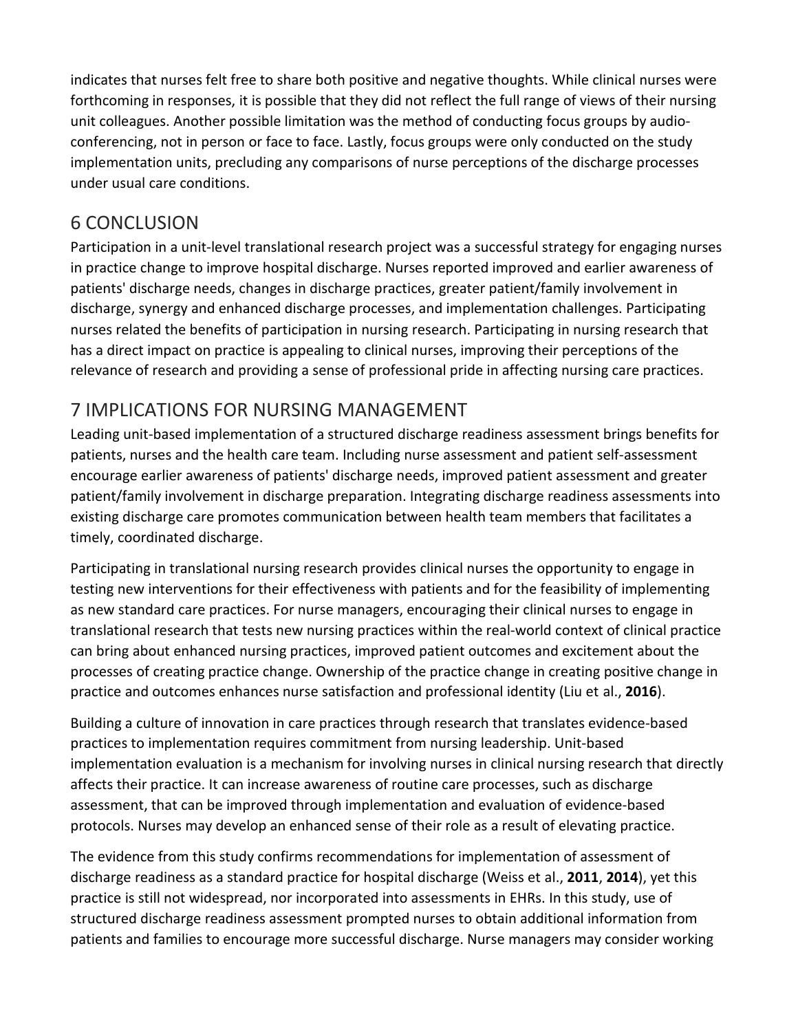indicates that nurses felt free to share both positive and negative thoughts. While clinical nurses were forthcoming in responses, it is possible that they did not reflect the full range of views of their nursing unit colleagues. Another possible limitation was the method of conducting focus groups by audio-conferencing, not in person or face to face. Lastly, focus groups were only conducted on the study implementation units, precluding any comparisons of nurse perceptions of the discharge processes under usual care conditions.

## 6 CONCLUSION

Participation in a unit-level translational research project was a successful strategy for engaging nurses in practice change to improve hospital discharge. Nurses reported improved and earlier awareness of patients' discharge needs, changes in discharge practices, greater patient/family involvement in discharge, synergy and enhanced discharge processes, and implementation challenges. Participating nurses related the benefits of participation in nursing research. Participating in nursing research that has a direct impact on practice is appealing to clinical nurses, improving their perceptions of the relevance of research and providing a sense of professional pride in affecting nursing care practices.

## 7 IMPLICATIONS FOR NURSING MANAGEMENT

Leading unit-based implementation of a structured discharge readiness assessment brings benefits for patients, nurses and the health care team. Including nurse assessment and patient self-assessment encourage earlier awareness of patients' discharge needs, improved patient assessment and greater patient/family involvement in discharge preparation. Integrating discharge readiness assessments into existing discharge care promotes communication between health team members that facilitates a timely, coordinated discharge.

Participating in translational nursing research provides clinical nurses the opportunity to engage in testing new interventions for their effectiveness with patients and for the feasibility of implementing as new standard care practices. For nurse managers, encouraging their clinical nurses to engage in translational research that tests new nursing practices within the real-world context of clinical practice can bring about enhanced nursing practices, improved patient outcomes and excitement about the processes of creating practice change. Ownership of the practice change in creating positive change in practice and outcomes enhances nurse satisfaction and professional identity (Liu et al., **2016**).

Building a culture of innovation in care practices through research that translates evidence-based practices to implementation requires commitment from nursing leadership. Unit-based implementation evaluation is a mechanism for involving nurses in clinical nursing research that directly affects their practice. It can increase awareness of routine care processes, such as discharge assessment, that can be improved through implementation and evaluation of evidence-based protocols. Nurses may develop an enhanced sense of their role as a result of elevating practice.

The evidence from this study confirms recommendations for implementation of assessment of discharge readiness as a standard practice for hospital discharge (Weiss et al., **2011**, **2014**), yet this practice is still not widespread, nor incorporated into assessments in EHRs. In this study, use of structured discharge readiness assessment prompted nurses to obtain additional information from patients and families to encourage more successful discharge. Nurse managers may consider working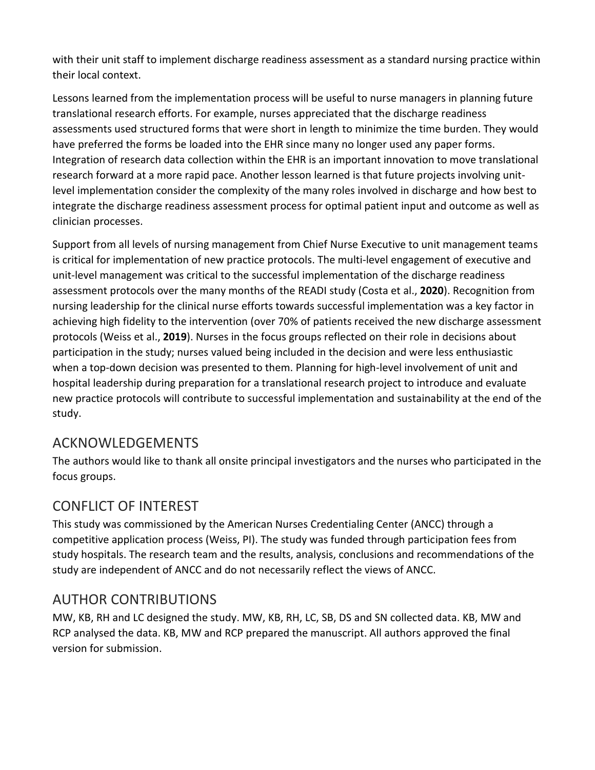with their unit staff to implement discharge readiness assessment as a standard nursing practice within their local context.

Lessons learned from the implementation process will be useful to nurse managers in planning future translational research efforts. For example, nurses appreciated that the discharge readiness assessments used structured forms that were short in length to minimize the time burden. They would have preferred the forms be loaded into the EHR since many no longer used any paper forms. Integration of research data collection within the EHR is an important innovation to move translational research forward at a more rapid pace. Another lesson learned is that future projects involving unit-level implementation consider the complexity of the many roles involved in discharge and how best to integrate the discharge readiness assessment process for optimal patient input and outcome as well as clinician processes.

Support from all levels of nursing management from Chief Nurse Executive to unit management teams is critical for implementation of new practice protocols. The multi-level engagement of executive and unit-level management was critical to the successful implementation of the discharge readiness assessment protocols over the many months of the READI study (Costa et al., **2020**). Recognition from nursing leadership for the clinical nurse efforts towards successful implementation was a key factor in achieving high fidelity to the intervention (over 70% of patients received the new discharge assessment protocols (Weiss et al., **2019**). Nurses in the focus groups reflected on their role in decisions about participation in the study; nurses valued being included in the decision and were less enthusiastic when a top-down decision was presented to them. Planning for high-level involvement of unit and hospital leadership during preparation for a translational research project to introduce and evaluate new practice protocols will contribute to successful implementation and sustainability at the end of the study.

## ACKNOWLEDGEMENTS

The authors would like to thank all onsite principal investigators and the nurses who participated in the focus groups.

## CONFLICT OF INTEREST

This study was commissioned by the American Nurses Credentialing Center (ANCC) through a competitive application process (Weiss, PI). The study was funded through participation fees from study hospitals. The research team and the results, analysis, conclusions and recommendations of the study are independent of ANCC and do not necessarily reflect the views of ANCC.

## AUTHOR CONTRIBUTIONS

MW, KB, RH and LC designed the study. MW, KB, RH, LC, SB, DS and SN collected data. KB, MW and RCP analysed the data. KB, MW and RCP prepared the manuscript. All authors approved the final version for submission.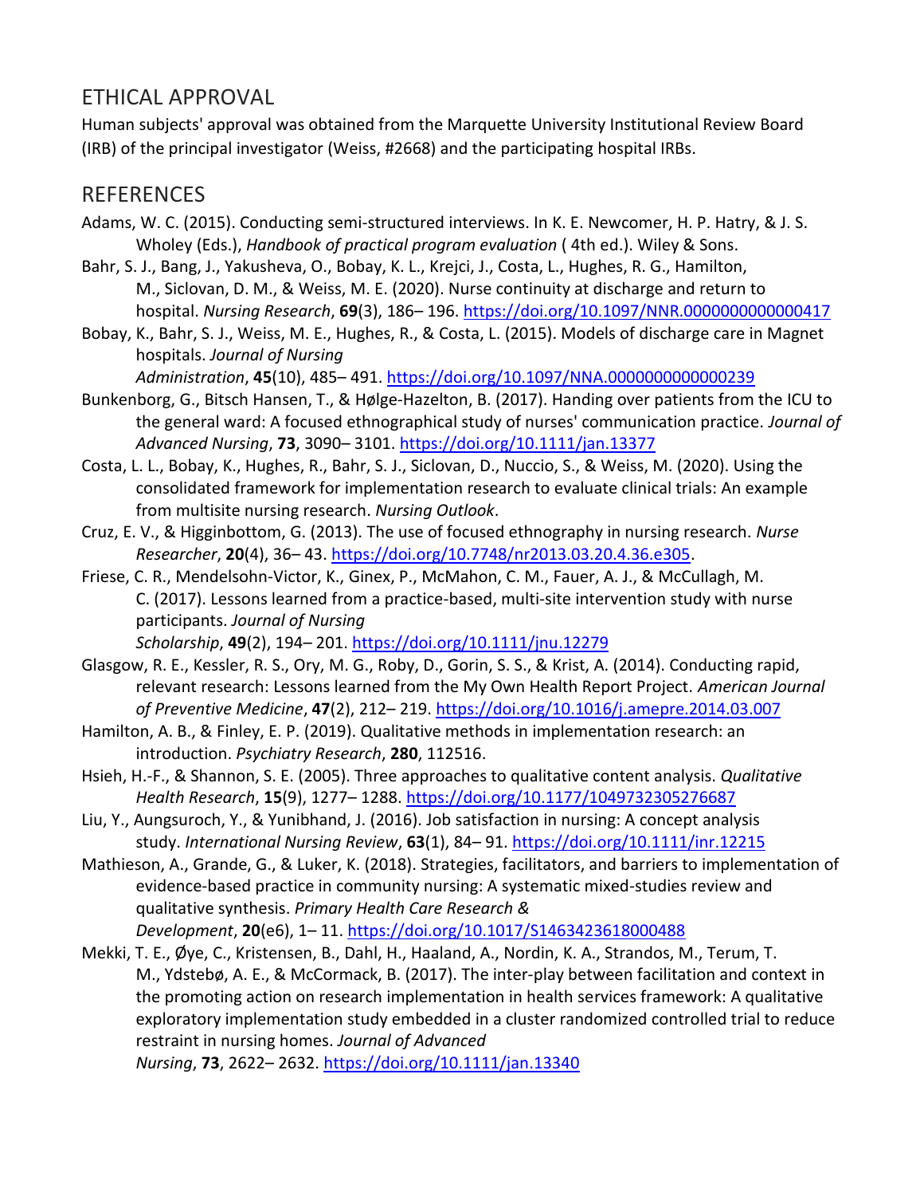## ETHICAL APPROVAL

Human subjects' approval was obtained from the Marquette University Institutional Review Board (IRB) of the principal investigator (Weiss, #2668) and the participating hospital IRBs.

## REFERENCES

Adams, W. C. (2015). Conducting semi-structured interviews. In K. E. Newcomer, H. P. Hatry, & J. S. Wholey (Eds.), *Handbook of practical program evaluation* ( 4th ed.). Wiley & Sons.

Bahr, S. J., Bang, J., Yakusheva, O., Bobay, K. L., Krejci, J., Costa, L., Hughes, R. G., Hamilton, M., Siclovan, D. M., & Weiss, M. E. (2020). Nurse continuity at discharge and return to hospital. *Nursing Research*, **69**(3), 186– 196. https://doi.org/10.1097/NNR.0000000000000417

Bobay, K., Bahr, S. J., Weiss, M. E., Hughes, R., & Costa, L. (2015). Models of discharge care in Magnet hospitals. *Journal of Nursing Administration*, **45**(10), 485– 491. https://doi.org/10.1097/NNA.0000000000000239

Bunkenborg, G., Bitsch Hansen, T., & Hølge-Hazelton, B. (2017). Handing over patients from the ICU to the general ward: A focused ethnographical study of nurses' communication practice. *Journal of Advanced Nursing*, **73**, 3090– 3101. https://doi.org/10.1111/jan.13377

Costa, L. L., Bobay, K., Hughes, R., Bahr, S. J., Siclovan, D., Nuccio, S., & Weiss, M. (2020). Using the consolidated framework for implementation research to evaluate clinical trials: An example from multisite nursing research. *Nursing Outlook*.

Cruz, E. V., & Higginbottom, G. (2013). The use of focused ethnography in nursing research. *Nurse Researcher*, **20**(4), 36– 43. https://doi.org/10.7748/nr2013.03.20.4.36.e305.

Friese, C. R., Mendelsohn-Victor, K., Ginex, P., McMahon, C. M., Fauer, A. J., & McCullagh, M. C. (2017). Lessons learned from a practice-based, multi-site intervention study with nurse participants. *Journal of Nursing Scholarship*, **49**(2), 194– 201. https://doi.org/10.1111/jnu.12279

Glasgow, R. E., Kessler, R. S., Ory, M. G., Roby, D., Gorin, S. S., & Krist, A. (2014). Conducting rapid, relevant research: Lessons learned from the My Own Health Report Project. *American Journal of Preventive Medicine*, **47**(2), 212– 219. https://doi.org/10.1016/j.amepre.2014.03.007

Hamilton, A. B., & Finley, E. P. (2019). Qualitative methods in implementation research: an introduction. *Psychiatry Research*, **280**, 112516.

Hsieh, H.-F., & Shannon, S. E. (2005). Three approaches to qualitative content analysis. *Qualitative Health Research*, **15**(9), 1277– 1288. https://doi.org/10.1177/1049732305276687

Liu, Y., Aungsuroch, Y., & Yunibhand, J. (2016). Job satisfaction in nursing: A concept analysis study. *International Nursing Review*, **63**(1), 84– 91. https://doi.org/10.1111/inr.12215

Mathieson, A., Grande, G., & Luker, K. (2018). Strategies, facilitators, and barriers to implementation of evidence-based practice in community nursing: A systematic mixed-studies review and qualitative synthesis. *Primary Health Care Research & Development*, **20**(e6), 1– 11. https://doi.org/10.1017/S1463423618000488

Mekki, T. E., Øye, C., Kristensen, B., Dahl, H., Haaland, A., Nordin, K. A., Strandos, M., Terum, T. M., Ydstebø, A. E., & McCormack, B. (2017). The inter-play between facilitation and context in the promoting action on research implementation in health services framework: A qualitative exploratory implementation study embedded in a cluster randomized controlled trial to reduce restraint in nursing homes. *Journal of Advanced Nursing*, **73**, 2622– 2632. https://doi.org/10.1111/jan.13340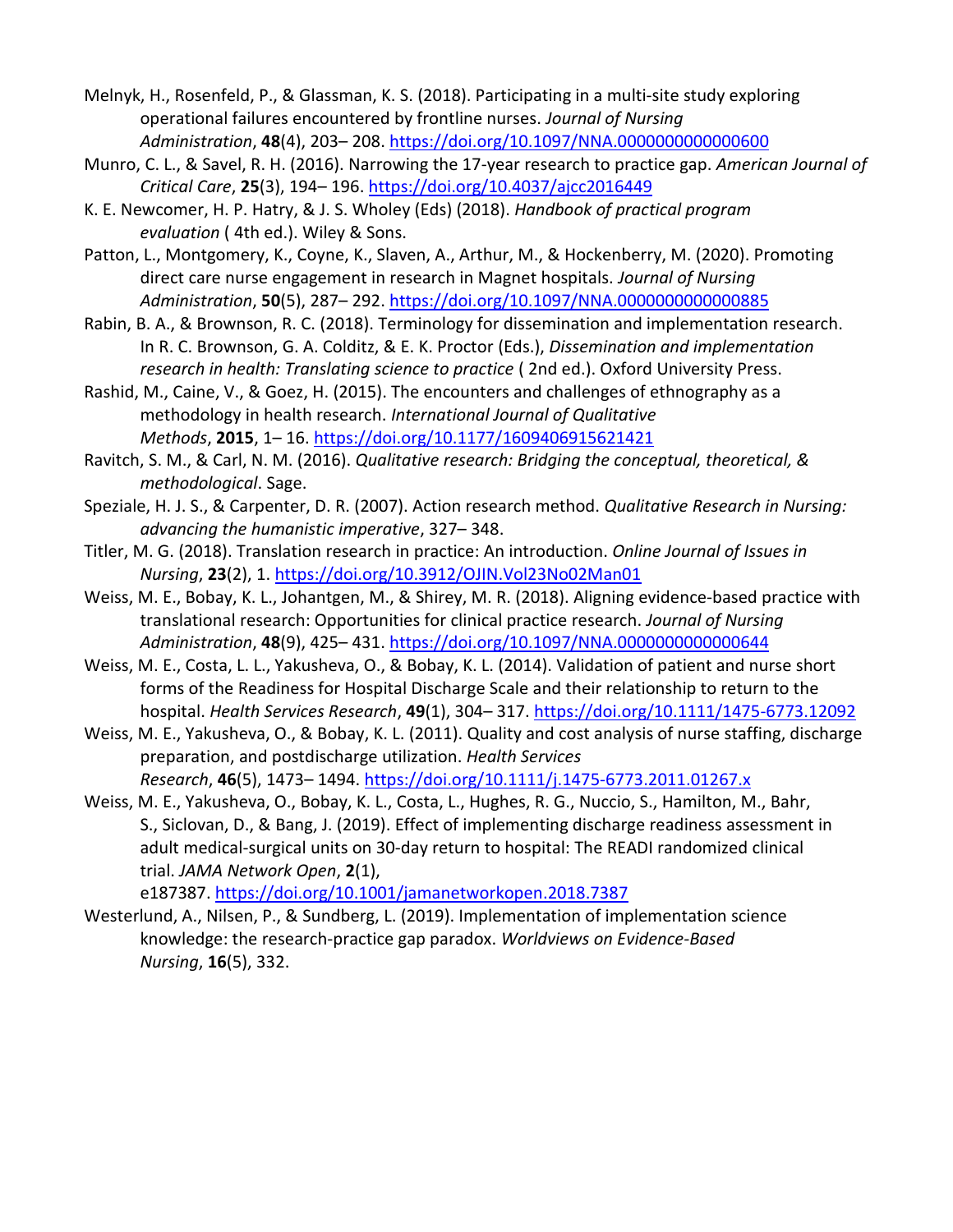Melnyk, H., Rosenfeld, P., & Glassman, K. S. (2018). Participating in a multi-site study exploring operational failures encountered by frontline nurses. *Journal of Nursing Administration*, **48**(4), 203– 208. https://doi.org/10.1097/NNA.0000000000000600

Munro, C. L., & Savel, R. H. (2016). Narrowing the 17-year research to practice gap. *American Journal of Critical Care*, **25**(3), 194– 196. https://doi.org/10.4037/ajcc2016449

K. E. Newcomer, H. P. Hatry, & J. S. Wholey (Eds) (2018). *Handbook of practical program evaluation* ( 4th ed.). Wiley & Sons.

Patton, L., Montgomery, K., Coyne, K., Slaven, A., Arthur, M., & Hockenberry, M. (2020). Promoting direct care nurse engagement in research in Magnet hospitals. *Journal of Nursing Administration*, **50**(5), 287– 292. https://doi.org/10.1097/NNA.0000000000000885

Rabin, B. A., & Brownson, R. C. (2018). Terminology for dissemination and implementation research. In R. C. Brownson, G. A. Colditz, & E. K. Proctor (Eds.), *Dissemination and implementation research in health: Translating science to practice* ( 2nd ed.). Oxford University Press.

Rashid, M., Caine, V., & Goez, H. (2015). The encounters and challenges of ethnography as a methodology in health research. *International Journal of Qualitative Methods*, **2015**, 1– 16. https://doi.org/10.1177/1609406915621421

Ravitch, S. M., & Carl, N. M. (2016). *Qualitative research: Bridging the conceptual, theoretical, & methodological*. Sage.

Speziale, H. J. S., & Carpenter, D. R. (2007). Action research method. *Qualitative Research in Nursing: advancing the humanistic imperative*, 327– 348.

Titler, M. G. (2018). Translation research in practice: An introduction. *Online Journal of Issues in Nursing*, **23**(2), 1. https://doi.org/10.3912/OJIN.Vol23No02Man01

Weiss, M. E., Bobay, K. L., Johantgen, M., & Shirey, M. R. (2018). Aligning evidence-based practice with translational research: Opportunities for clinical practice research. *Journal of Nursing Administration*, **48**(9), 425– 431. https://doi.org/10.1097/NNA.0000000000000644

Weiss, M. E., Costa, L. L., Yakusheva, O., & Bobay, K. L. (2014). Validation of patient and nurse short forms of the Readiness for Hospital Discharge Scale and their relationship to return to the hospital. *Health Services Research*, **49**(1), 304– 317. https://doi.org/10.1111/1475-6773.12092

Weiss, M. E., Yakusheva, O., & Bobay, K. L. (2011). Quality and cost analysis of nurse staffing, discharge preparation, and postdischarge utilization. *Health Services Research*, **46**(5), 1473– 1494. https://doi.org/10.1111/j.1475-6773.2011.01267.x

Weiss, M. E., Yakusheva, O., Bobay, K. L., Costa, L., Hughes, R. G., Nuccio, S., Hamilton, M., Bahr, S., Siclovan, D., & Bang, J. (2019). Effect of implementing discharge readiness assessment in adult medical-surgical units on 30-day return to hospital: The READI randomized clinical trial. *JAMA Network Open*, **2**(1), e187387. https://doi.org/10.1001/jamanetworkopen.2018.7387

Westerlund, A., Nilsen, P., & Sundberg, L. (2019). Implementation of implementation science knowledge: the research-practice gap paradox. *Worldviews on Evidence-Based Nursing*, **16**(5), 332.